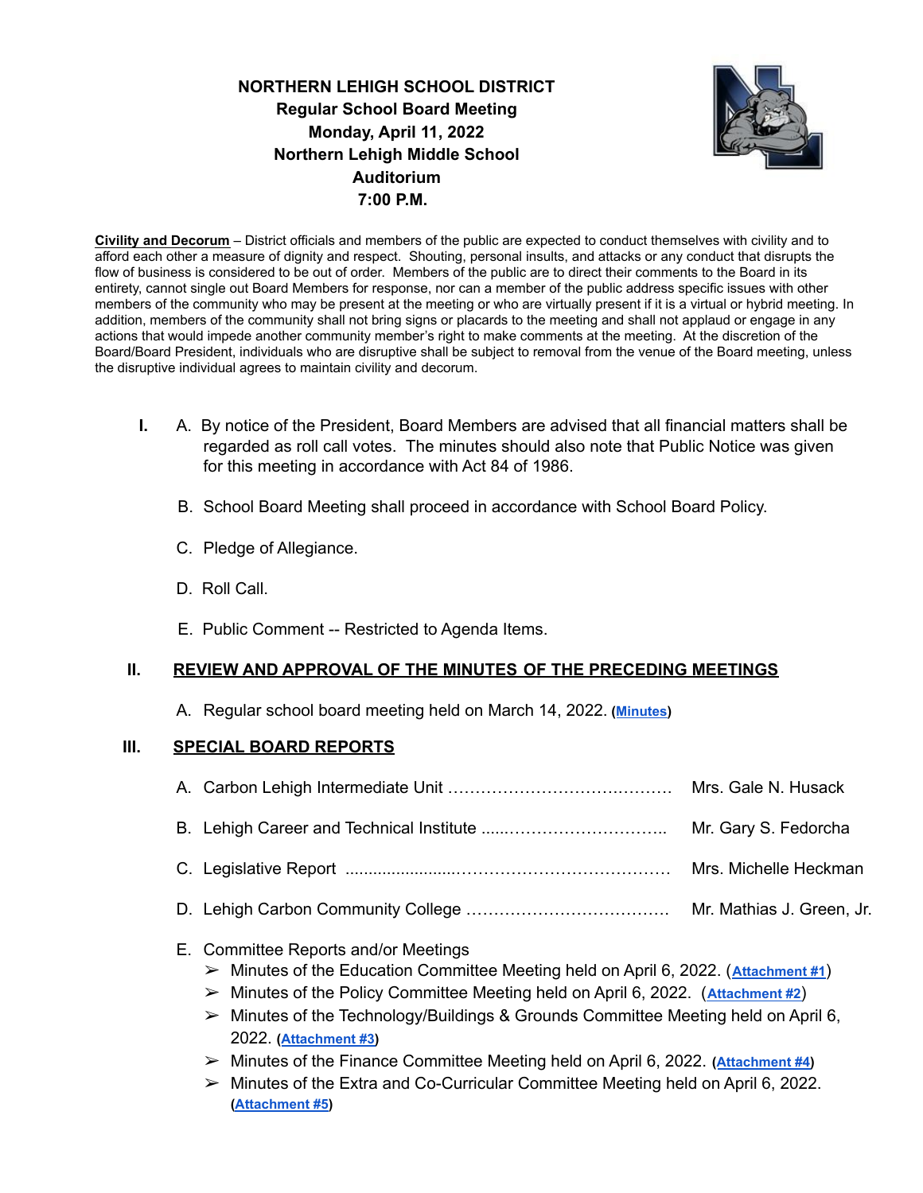**NORTHERN LEHIGH SCHOOL DISTRICT**
**Regular School Board Meeting**
**Monday, April 11, 2022**
**Northern Lehigh Middle School**
**Auditorium**
**7:00 P.M.**

**Civility and Decorum** – District officials and members of the public are expected to conduct themselves with civility and to afford each other a measure of dignity and respect. Shouting, personal insults, and attacks or any conduct that disrupts the flow of business is considered to be out of order. Members of the public are to direct their comments to the Board in its entirety, cannot single out Board Members for response, nor can a member of the public address specific issues with other members of the community who may be present at the meeting or who are virtually present if it is a virtual or hybrid meeting. In addition, members of the community shall not bring signs or placards to the meeting and shall not applaud or engage in any actions that would impede another community member's right to make comments at the meeting. At the discretion of the Board/Board President, individuals who are disruptive shall be subject to removal from the venue of the Board meeting, unless the disruptive individual agrees to maintain civility and decorum.

**I.**

A. By notice of the President, Board Members are advised that all financial matters shall be regarded as roll call votes. The minutes should also note that Public Notice was given for this meeting in accordance with Act 84 of 1986.

B. School Board Meeting shall proceed in accordance with School Board Policy.

C. Pledge of Allegiance.

D. Roll Call.

E. Public Comment -- Restricted to Agenda Items.

## II. REVIEW AND APPROVAL OF THE MINUTES OF THE PRECEDING MEETINGS

A. Regular school board meeting held on March 14, 2022. (**Minutes**)

## III. SPECIAL BOARD REPORTS

A. Carbon Lehigh Intermediate Unit ........................................ Mrs. Gale N. Husack

B. Lehigh Career and Technical Institute ........................................ Mr. Gary S. Fedorcha

C. Legislative Report ........................................ Mrs. Michelle Heckman

D. Lehigh Carbon Community College ........................................ Mr. Mathias J. Green, Jr.

E. Committee Reports and/or Meetings

- Minutes of the Education Committee Meeting held on April 6, 2022. (**Attachment #1**)
- Minutes of the Policy Committee Meeting held on April 6, 2022. (**Attachment #2**)
- Minutes of the Technology/Buildings & Grounds Committee Meeting held on April 6, 2022. (**Attachment #3**)
- Minutes of the Finance Committee Meeting held on April 6, 2022. (**Attachment #4**)
- Minutes of the Extra and Co-Curricular Committee Meeting held on April 6, 2022. (**Attachment #5**)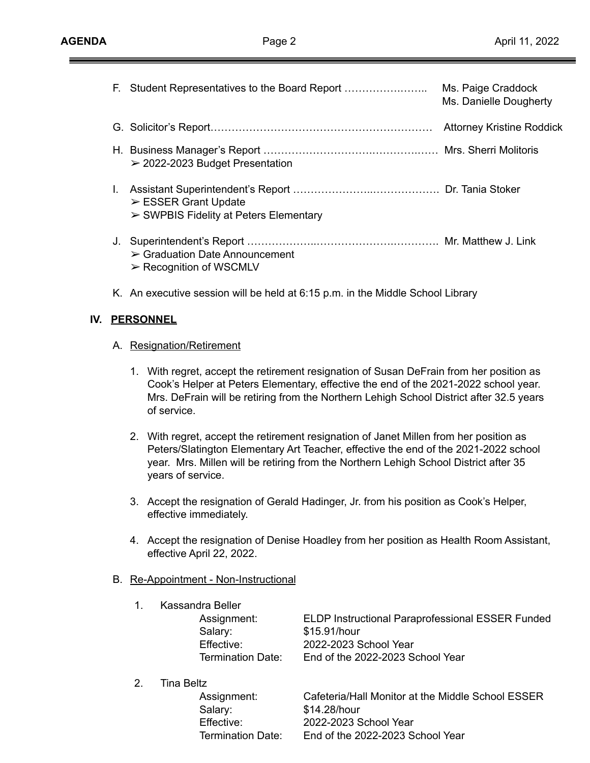F. Student Representatives to the Board Report …………………….. Ms. Paige Craddock
Ms. Danielle Dougherty

G. Solicitor's Report……………………………………………………… Attorney Kristine Roddick

H. Business Manager's Report ……………………………………………… Mrs. Sherri Molitoris
➢ 2022-2023 Budget Presentation

I. Assistant Superintendent's Report ………………………………………. Dr. Tania Stoker
➢ ESSER Grant Update
➢ SWPBIS Fidelity at Peters Elementary

J. Superintendent's Report ………………………………………………. Mr. Matthew J. Link
➢ Graduation Date Announcement
➢ Recognition of WSCMLV

K. An executive session will be held at 6:15 p.m. in the Middle School Library

## IV. PERSONNEL

A. Resignation/Retirement

1. With regret, accept the retirement resignation of Susan DeFrain from her position as Cook's Helper at Peters Elementary, effective the end of the 2021-2022 school year. Mrs. DeFrain will be retiring from the Northern Lehigh School District after 32.5 years of service.

2. With regret, accept the retirement resignation of Janet Millen from her position as Peters/Slatington Elementary Art Teacher, effective the end of the 2021-2022 school year. Mrs. Millen will be retiring from the Northern Lehigh School District after 35 years of service.

3. Accept the resignation of Gerald Hadinger, Jr. from his position as Cook's Helper, effective immediately.

4. Accept the resignation of Denise Hoadley from her position as Health Room Assistant, effective April 22, 2022.

B. Re-Appointment - Non-Instructional

1. Kassandra Beller

| | |
|---|---|
| Assignment: | ELDP Instructional Paraprofessional ESSER Funded |
| Salary: | $15.91/hour |
| Effective: | 2022-2023 School Year |
| Termination Date: | End of the 2022-2023 School Year |

2. Tina Beltz

| | |
|---|---|
| Assignment: | Cafeteria/Hall Monitor at the Middle School ESSER |
| Salary: | $14.28/hour |
| Effective: | 2022-2023 School Year |
| Termination Date: | End of the 2022-2023 School Year |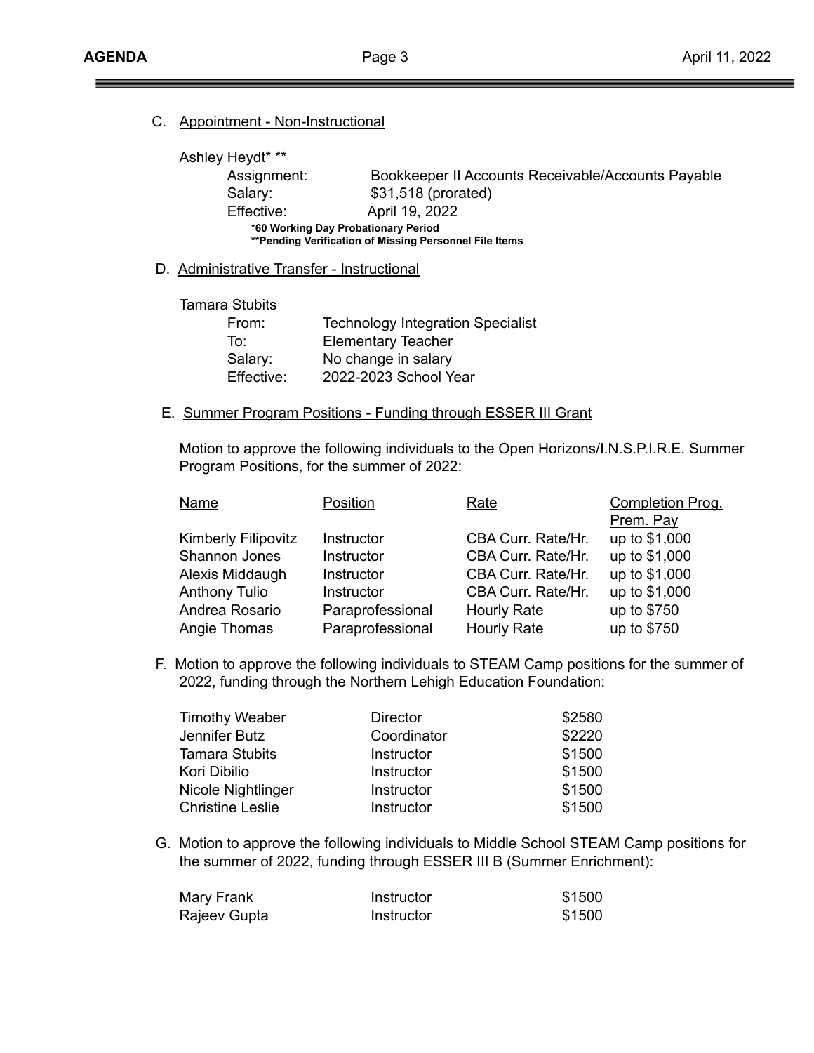C. <u>Appointment - Non-Instructional</u>

Ashley Heydt* **

| | |
|---|---|
| Assignment: | Bookkeeper II Accounts Receivable/Accounts Payable |
| Salary: | $31,518 (prorated) |
| Effective: | April 19, 2022 |

**\*60 Working Day Probationary Period**
**\*\*Pending Verification of Missing Personnel File Items**

D. <u>Administrative Transfer - Instructional</u>

Tamara Stubits

| | |
|---|---|
| From: | Technology Integration Specialist |
| To: | Elementary Teacher |
| Salary: | No change in salary |
| Effective: | 2022-2023 School Year |

E. <u>Summer Program Positions - Funding through ESSER III Grant</u>

Motion to approve the following individuals to the Open Horizons/I.N.S.P.I.R.E. Summer Program Positions, for the summer of 2022:

| Name | Position | Rate | Completion Prog. Prem. Pay |
|---|---|---|---|
| Kimberly Filipovitz | Instructor | CBA Curr. Rate/Hr. | up to $1,000 |
| Shannon Jones | Instructor | CBA Curr. Rate/Hr. | up to $1,000 |
| Alexis Middaugh | Instructor | CBA Curr. Rate/Hr. | up to $1,000 |
| Anthony Tulio | Instructor | CBA Curr. Rate/Hr. | up to $1,000 |
| Andrea Rosario | Paraprofessional | Hourly Rate | up to $750 |
| Angie Thomas | Paraprofessional | Hourly Rate | up to $750 |

F. Motion to approve the following individuals to STEAM Camp positions for the summer of 2022, funding through the Northern Lehigh Education Foundation:

| | | |
|---|---|---|
| Timothy Weaber | Director | $2580 |
| Jennifer Butz | Coordinator | $2220 |
| Tamara Stubits | Instructor | $1500 |
| Kori Dibilio | Instructor | $1500 |
| Nicole Nightlinger | Instructor | $1500 |
| Christine Leslie | Instructor | $1500 |

G. Motion to approve the following individuals to Middle School STEAM Camp positions for the summer of 2022, funding through ESSER III B (Summer Enrichment):

| | | |
|---|---|---|
| Mary Frank | Instructor | $1500 |
| Rajeev Gupta | Instructor | $1500 |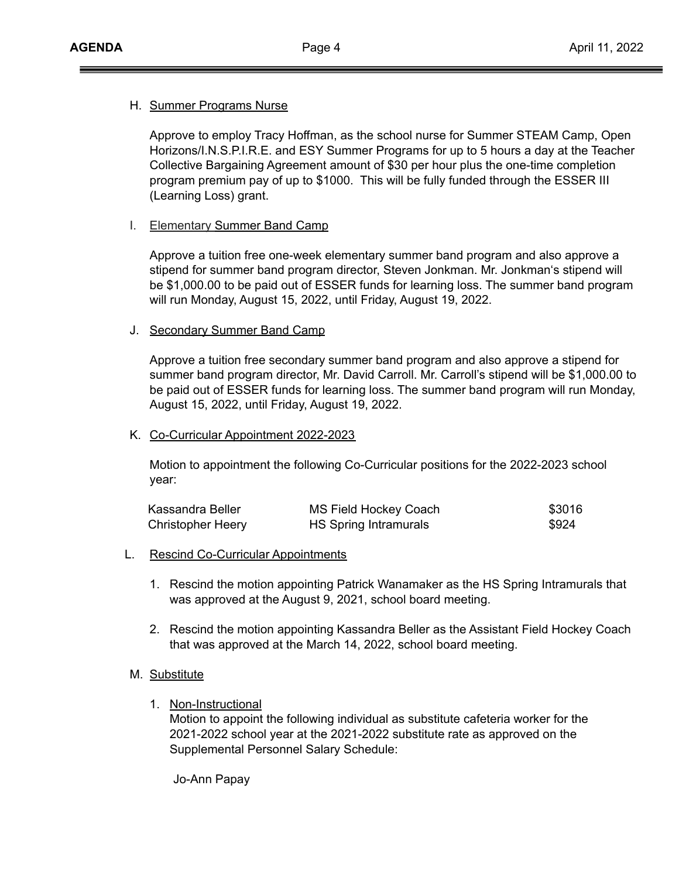H. Summer Programs Nurse

Approve to employ Tracy Hoffman, as the school nurse for Summer STEAM Camp, Open Horizons/I.N.S.P.I.R.E. and ESY Summer Programs for up to 5 hours a day at the Teacher Collective Bargaining Agreement amount of $30 per hour plus the one-time completion program premium pay of up to $1000. This will be fully funded through the ESSER III (Learning Loss) grant.

I. Elementary Summer Band Camp

Approve a tuition free one-week elementary summer band program and also approve a stipend for summer band program director, Steven Jonkman. Mr. Jonkman's stipend will be $1,000.00 to be paid out of ESSER funds for learning loss. The summer band program will run Monday, August 15, 2022, until Friday, August 19, 2022.

J. Secondary Summer Band Camp

Approve a tuition free secondary summer band program and also approve a stipend for summer band program director, Mr. David Carroll. Mr. Carroll's stipend will be $1,000.00 to be paid out of ESSER funds for learning loss. The summer band program will run Monday, August 15, 2022, until Friday, August 19, 2022.

K. Co-Curricular Appointment 2022-2023

Motion to appointment the following Co-Curricular positions for the 2022-2023 school year:

| | | |
|---|---|---|
| Kassandra Beller | MS Field Hockey Coach | $3016 |
| Christopher Heery | HS Spring Intramurals | $924 |

L. Rescind Co-Curricular Appointments

1. Rescind the motion appointing Patrick Wanamaker as the HS Spring Intramurals that was approved at the August 9, 2021, school board meeting.
2. Rescind the motion appointing Kassandra Beller as the Assistant Field Hockey Coach that was approved at the March 14, 2022, school board meeting.

M. Substitute

1. Non-Instructional
   Motion to appoint the following individual as substitute cafeteria worker for the 2021-2022 school year at the 2021-2022 substitute rate as approved on the Supplemental Personnel Salary Schedule:

   Jo-Ann Papay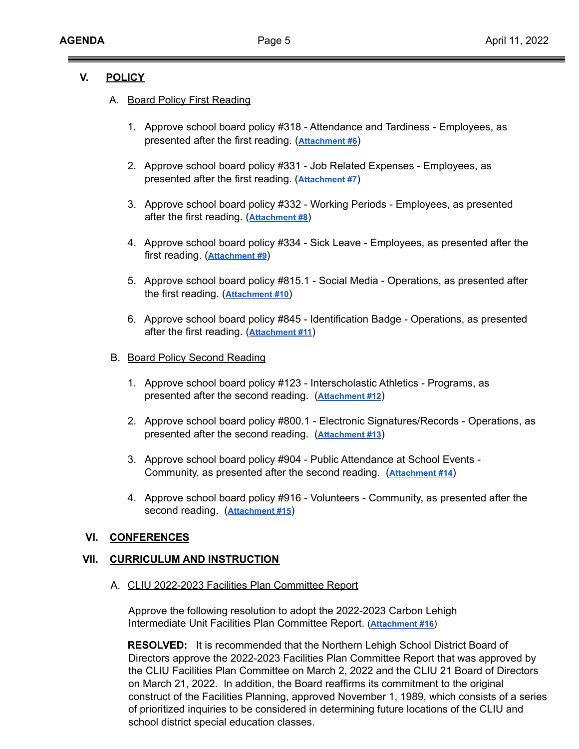## V. POLICY

### A. Board Policy First Reading

1. Approve school board policy #318 - Attendance and Tardiness - Employees, as presented after the first reading. (**Attachment #6**)

2. Approve school board policy #331 - Job Related Expenses - Employees, as presented after the first reading. (**Attachment #7**)

3. Approve school board policy #332 - Working Periods - Employees, as presented after the first reading. (**Attachment #8**)

4. Approve school board policy #334 - Sick Leave - Employees, as presented after the first reading. (**Attachment #9**)

5. Approve school board policy #815.1 - Social Media - Operations, as presented after the first reading. (**Attachment #10**)

6. Approve school board policy #845 - Identification Badge - Operations, as presented after the first reading. (**Attachment #11**)

### B. Board Policy Second Reading

1. Approve school board policy #123 - Interscholastic Athletics - Programs, as presented after the second reading. (**Attachment #12**)

2. Approve school board policy #800.1 - Electronic Signatures/Records - Operations, as presented after the second reading. (**Attachment #13**)

3. Approve school board policy #904 - Public Attendance at School Events - Community, as presented after the second reading. (**Attachment #14**)

4. Approve school board policy #916 - Volunteers - Community, as presented after the second reading. (**Attachment #15**)

## VI. CONFERENCES

## VII. CURRICULUM AND INSTRUCTION

### A. CLIU 2022-2023 Facilities Plan Committee Report

Approve the following resolution to adopt the 2022-2023 Carbon Lehigh Intermediate Unit Facilities Plan Committee Report. (**Attachment #16**)

**RESOLVED:** It is recommended that the Northern Lehigh School District Board of Directors approve the 2022-2023 Facilities Plan Committee Report that was approved by the CLIU Facilities Plan Committee on March 2, 2022 and the CLIU 21 Board of Directors on March 21, 2022. In addition, the Board reaffirms its commitment to the original construct of the Facilities Planning, approved November 1, 1989, which consists of a series of prioritized inquiries to be considered in determining future locations of the CLIU and school district special education classes.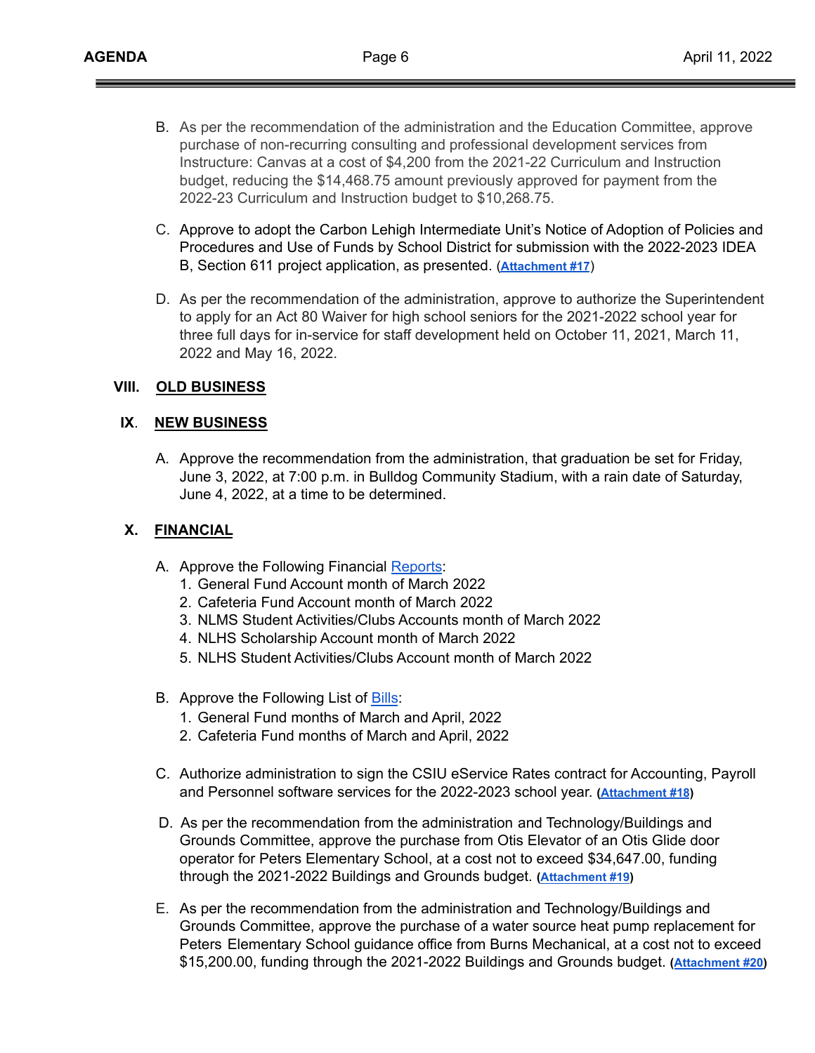B. As per the recommendation of the administration and the Education Committee, approve purchase of non-recurring consulting and professional development services from Instructure: Canvas at a cost of $4,200 from the 2021-22 Curriculum and Instruction budget, reducing the $14,468.75 amount previously approved for payment from the 2022-23 Curriculum and Instruction budget to $10,268.75.

C. Approve to adopt the Carbon Lehigh Intermediate Unit's Notice of Adoption of Policies and Procedures and Use of Funds by School District for submission with the 2022-2023 IDEA B, Section 611 project application, as presented. (**Attachment #17**)

D. As per the recommendation of the administration, approve to authorize the Superintendent to apply for an Act 80 Waiver for high school seniors for the 2021-2022 school year for three full days for in-service for staff development held on October 11, 2021, March 11, 2022 and May 16, 2022.

## VIII. OLD BUSINESS

## IX. NEW BUSINESS

A. Approve the recommendation from the administration, that graduation be set for Friday, June 3, 2022, at 7:00 p.m. in Bulldog Community Stadium, with a rain date of Saturday, June 4, 2022, at a time to be determined.

## X. FINANCIAL

A. Approve the Following Financial Reports:
   1. General Fund Account month of March 2022
   2. Cafeteria Fund Account month of March 2022
   3. NLMS Student Activities/Clubs Accounts month of March 2022
   4. NLHS Scholarship Account month of March 2022
   5. NLHS Student Activities/Clubs Account month of March 2022

B. Approve the Following List of Bills:
   1. General Fund months of March and April, 2022
   2. Cafeteria Fund months of March and April, 2022

C. Authorize administration to sign the CSIU eService Rates contract for Accounting, Payroll and Personnel software services for the 2022-2023 school year. (**Attachment #18**)

D. As per the recommendation from the administration and Technology/Buildings and Grounds Committee, approve the purchase from Otis Elevator of an Otis Glide door operator for Peters Elementary School, at a cost not to exceed $34,647.00, funding through the 2021-2022 Buildings and Grounds budget. (**Attachment #19**)

E. As per the recommendation from the administration and Technology/Buildings and Grounds Committee, approve the purchase of a water source heat pump replacement for Peters Elementary School guidance office from Burns Mechanical, at a cost not to exceed $15,200.00, funding through the 2021-2022 Buildings and Grounds budget. (**Attachment #20**)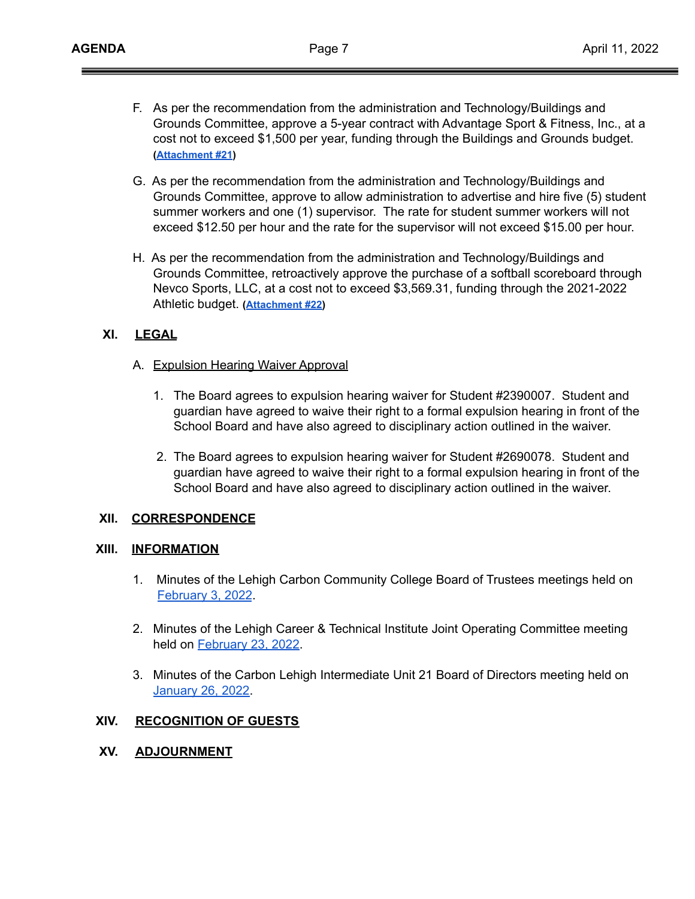F. As per the recommendation from the administration and Technology/Buildings and Grounds Committee, approve a 5-year contract with Advantage Sport & Fitness, Inc., at a cost not to exceed $1,500 per year, funding through the Buildings and Grounds budget. (**Attachment #21**)

G. As per the recommendation from the administration and Technology/Buildings and Grounds Committee, approve to allow administration to advertise and hire five (5) student summer workers and one (1) supervisor. The rate for student summer workers will not exceed $12.50 per hour and the rate for the supervisor will not exceed $15.00 per hour.

H. As per the recommendation from the administration and Technology/Buildings and Grounds Committee, retroactively approve the purchase of a softball scoreboard through Nevco Sports, LLC, at a cost not to exceed $3,569.31, funding through the 2021-2022 Athletic budget. (**Attachment #22**)

## XI. LEGAL

A. Expulsion Hearing Waiver Approval

1. The Board agrees to expulsion hearing waiver for Student #2390007. Student and guardian have agreed to waive their right to a formal expulsion hearing in front of the School Board and have also agreed to disciplinary action outlined in the waiver.

2. The Board agrees to expulsion hearing waiver for Student #2690078. Student and guardian have agreed to waive their right to a formal expulsion hearing in front of the School Board and have also agreed to disciplinary action outlined in the waiver.

## XII. CORRESPONDENCE

## XIII. INFORMATION

1. Minutes of the Lehigh Carbon Community College Board of Trustees meetings held on February 3, 2022.

2. Minutes of the Lehigh Career & Technical Institute Joint Operating Committee meeting held on February 23, 2022.

3. Minutes of the Carbon Lehigh Intermediate Unit 21 Board of Directors meeting held on January 26, 2022.

## XIV. RECOGNITION OF GUESTS

## XV. ADJOURNMENT